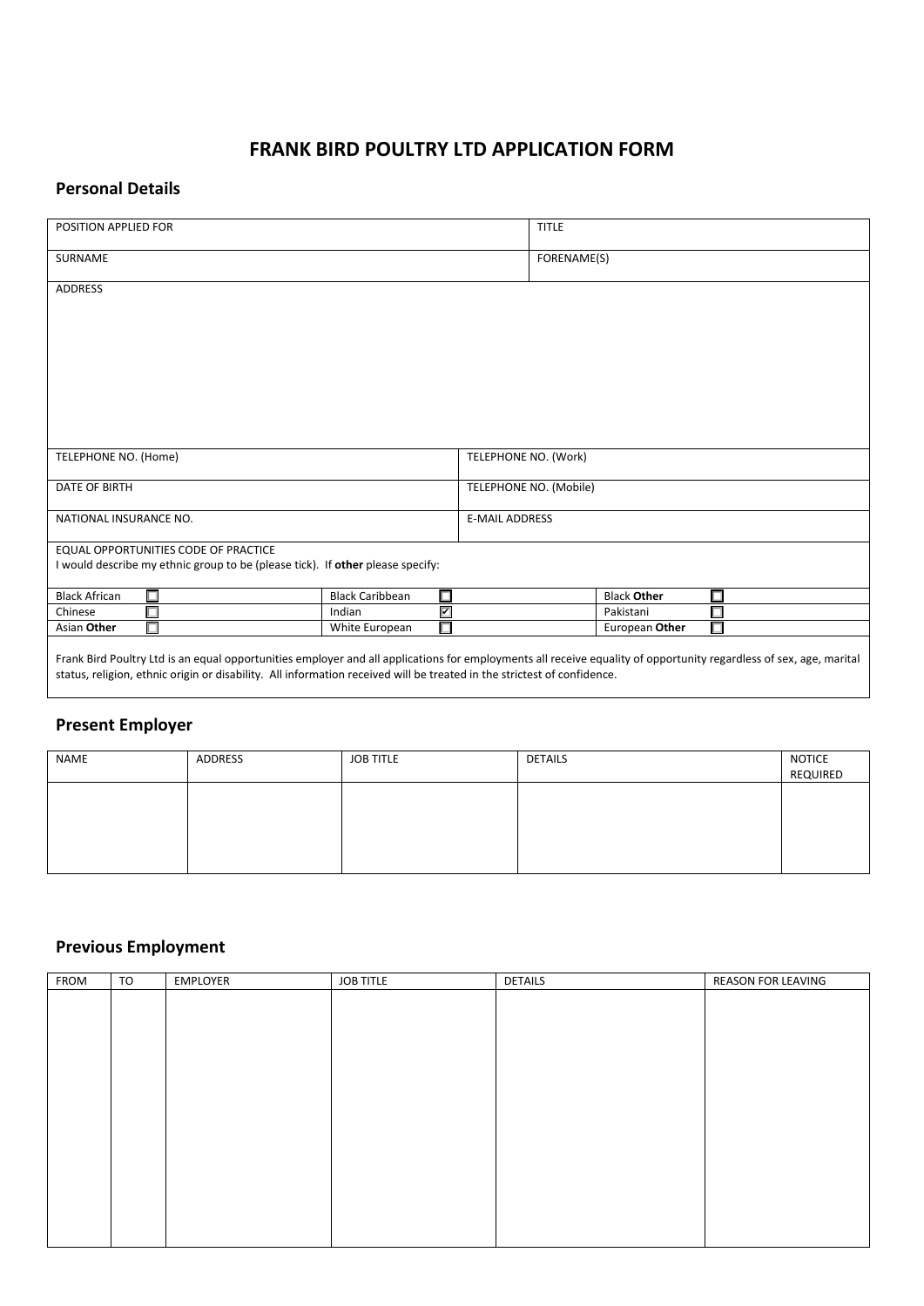# FRANK BIRD POULTRY LTD APPLICATION FORM

## Personal Details

| POSITION APPLIED FOR | TITLE |
|---|---|
| SURNAME | FORENAME(S) |

| ADDRESS |
|---|
| |

| | |
|---|---|
| TELEPHONE NO. (Home) | TELEPHONE NO. (Work) |
| DATE OF BIRTH | TELEPHONE NO. (Mobile) |
| NATIONAL INSURANCE NO. | E-MAIL ADDRESS |

EQUAL OPPORTUNITIES CODE OF PRACTICE
I would describe my ethnic group to be (please tick). If **other** please specify:

| | | | | | |
|---|---|---|---|---|---|
| Black African | ☐ | Black Caribbean | ☐ | Black **Other** | ☐ |
| Chinese | ☐ | Indian | ☑ | Pakistani | ☐ |
| Asian **Other** | ☐ | White European | ☐ | European **Other** | ☐ |

Frank Bird Poultry Ltd is an equal opportunities employer and all applications for employments all receive equality of opportunity regardless of sex, age, marital status, religion, ethnic origin or disability. All information received will be treated in the strictest of confidence.

## Present Employer

| NAME | ADDRESS | JOB TITLE | DETAILS | NOTICE REQUIRED |
|---|---|---|---|---|
| | | | | |

## Previous Employment

| FROM | TO | EMPLOYER | JOB TITLE | DETAILS | REASON FOR LEAVING |
|---|---|---|---|---|---|
| | | | | | |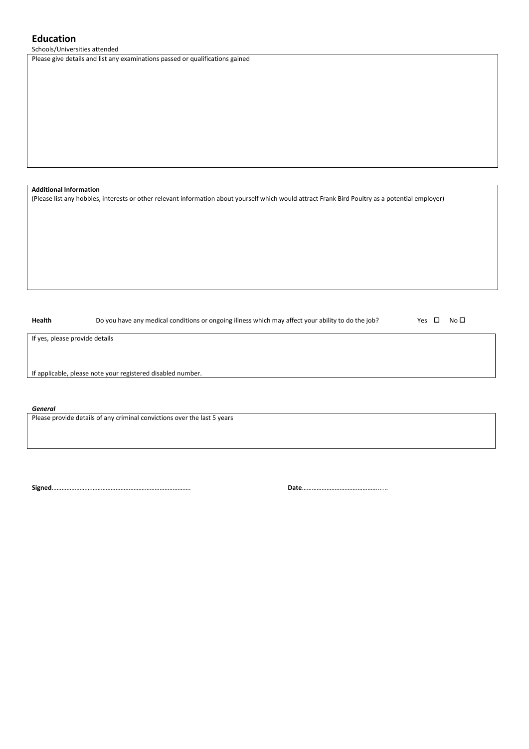## Education

Schools/Universities attended

Please give details and list any examinations passed or qualifications gained

**Additional Information**

(Please list any hobbies, interests or other relevant information about yourself which would attract Frank Bird Poultry as a potential employer)

**Health** Do you have any medical conditions or ongoing illness which may affect your ability to do the job? Yes ☐ No ☐

If yes, please provide details

If applicable, please note your registered disabled number.

***General***

Please provide details of any criminal convictions over the last 5 years

**Signed**…………………………………………………………………………. **Date**……………………………………….….